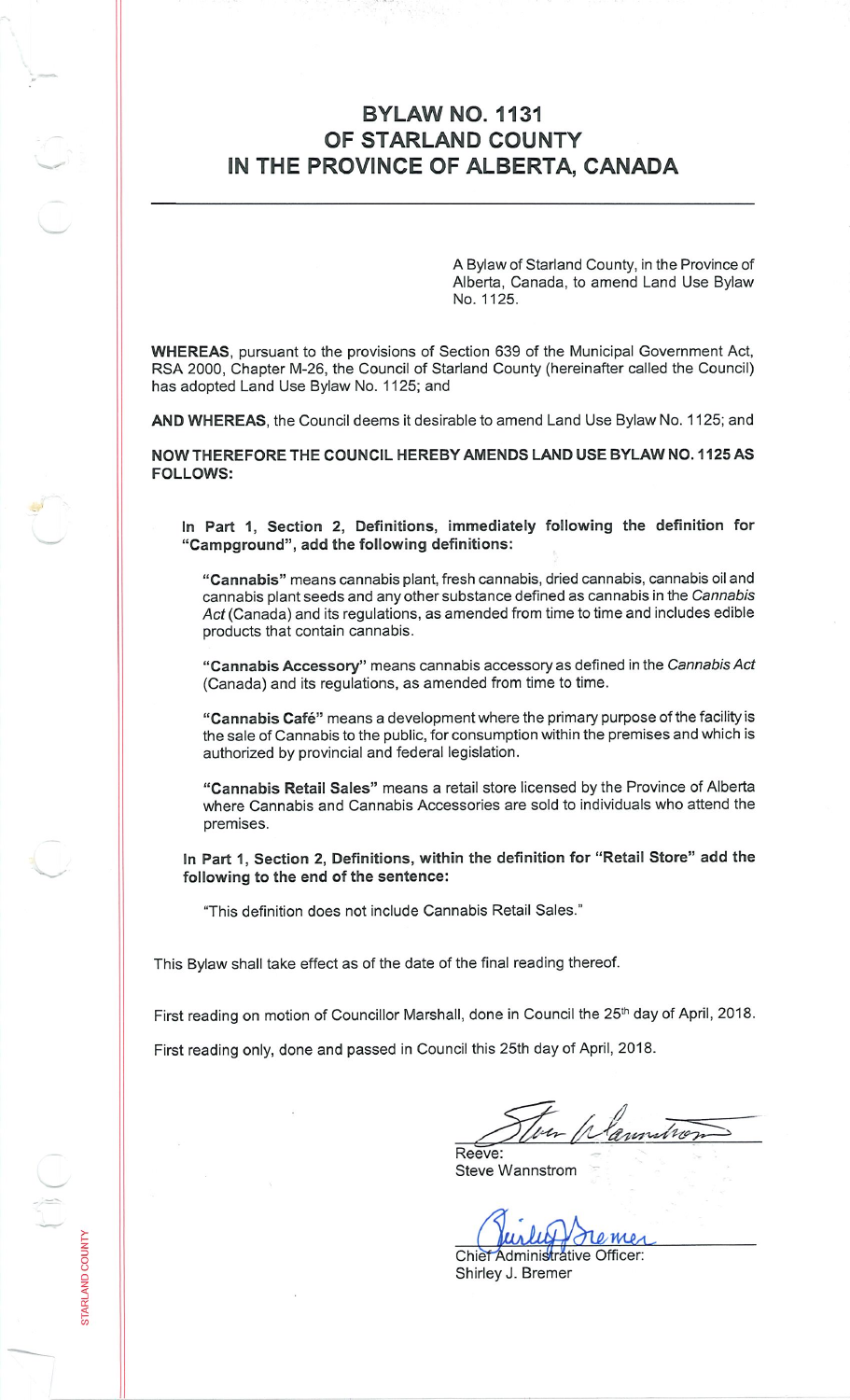# BYLAW NO. 1131
# OF STARLAND COUNTY
# IN THE PROVINCE OF ALBERTA, CANADA

A Bylaw of Starland County, in the Province of Alberta, Canada, to amend Land Use Bylaw No. 1125.

**WHEREAS**, pursuant to the provisions of Section 639 of the Municipal Government Act, RSA 2000, Chapter M-26, the Council of Starland County (hereinafter called the Council) has adopted Land Use Bylaw No. 1125; and

**AND WHEREAS**, the Council deems it desirable to amend Land Use Bylaw No. 1125; and

**NOW THEREFORE THE COUNCIL HEREBY AMENDS LAND USE BYLAW NO. 1125 AS FOLLOWS:**

**In Part 1, Section 2, Definitions, immediately following the definition for "Campground", add the following definitions:**

**"Cannabis"** means cannabis plant, fresh cannabis, dried cannabis, cannabis oil and cannabis plant seeds and any other substance defined as cannabis in the *Cannabis Act* (Canada) and its regulations, as amended from time to time and includes edible products that contain cannabis.

**"Cannabis Accessory"** means cannabis accessory as defined in the *Cannabis Act* (Canada) and its regulations, as amended from time to time.

**"Cannabis Café"** means a development where the primary purpose of the facility is the sale of Cannabis to the public, for consumption within the premises and which is authorized by provincial and federal legislation.

**"Cannabis Retail Sales"** means a retail store licensed by the Province of Alberta where Cannabis and Cannabis Accessories are sold to individuals who attend the premises.

**In Part 1, Section 2, Definitions, within the definition for "Retail Store" add the following to the end of the sentence:**

"This definition does not include Cannabis Retail Sales."

This Bylaw shall take effect as of the date of the final reading thereof.

First reading on motion of Councillor Marshall, done in Council the 25th day of April, 2018.

First reading only, done and passed in Council this 25th day of April, 2018.

Reeve:
Steve Wannstrom

Chief Administrative Officer:
Shirley J. Bremer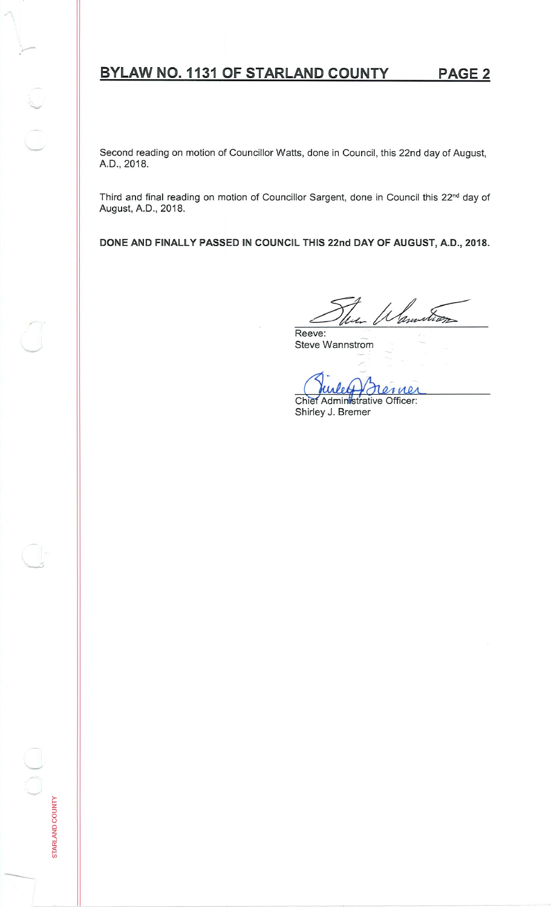## BYLAW NO. 1131 OF STARLAND COUNTY

Second reading on motion of Councillor Watts, done in Council, this 22nd day of August, A.D., 2018.

Third and final reading on motion of Councillor Sargent, done in Council this 22nd day of August, A.D., 2018.

**DONE AND FINALLY PASSED IN COUNCIL THIS 22nd DAY OF AUGUST, A.D., 2018.**

Reeve:
Steve Wannstrom

Chief Administrative Officer:
Shirley J. Bremer